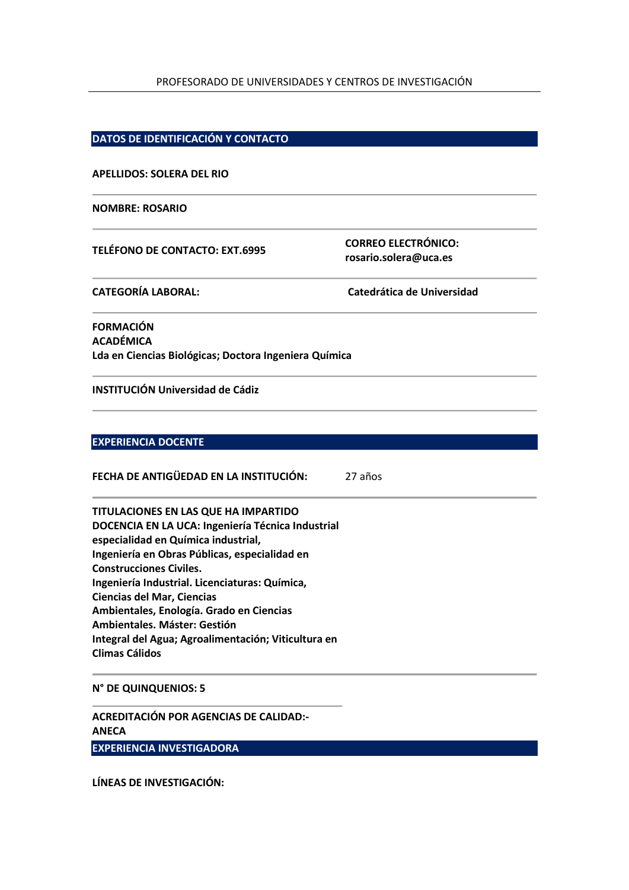PROFESORADO DE UNIVERSIDADES Y CENTROS DE INVESTIGACIÓN

## DATOS DE IDENTIFICACIÓN Y CONTACTO

**APELLIDOS: SOLERA DEL RIO**

**NOMBRE: ROSARIO**

**TELÉFONO DE CONTACTO: EXT.6995**

**CORREO ELECTRÓNICO: rosario.solera@uca.es**

**CATEGORÍA LABORAL:** **Catedrática de Universidad**

**FORMACIÓN ACADÉMICA**
**Lda en Ciencias Biológicas; Doctora Ingeniera Química**

**INSTITUCIÓN Universidad de Cádiz**

## EXPERIENCIA DOCENTE

**FECHA DE ANTIGÜEDAD EN LA INSTITUCIÓN:** 27 años

**TITULACIONES EN LAS QUE HA IMPARTIDO DOCENCIA EN LA UCA: Ingeniería Técnica Industrial especialidad en Química industrial, Ingeniería en Obras Públicas, especialidad en Construcciones Civiles. Ingeniería Industrial. Licenciaturas: Química, Ciencias del Mar, Ciencias Ambientales, Enología. Grado en Ciencias Ambientales. Máster: Gestión Integral del Agua; Agroalimentación; Viticultura en Climas Cálidos**

**N° DE QUINQUENIOS: 5**

**ACREDITACIÓN POR AGENCIAS DE CALIDAD:- ANECA**

## EXPERIENCIA INVESTIGADORA

**LÍNEAS DE INVESTIGACIÓN:**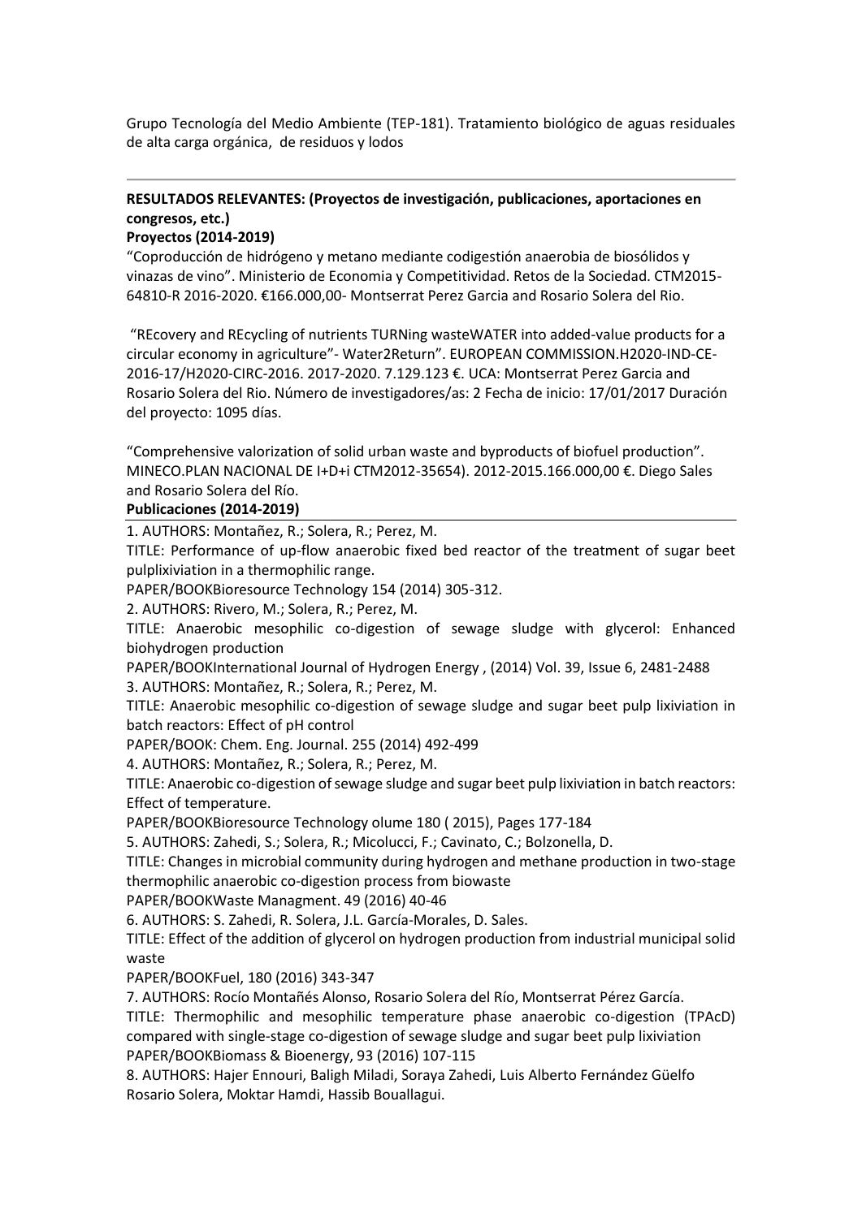Grupo Tecnología del Medio Ambiente (TEP-181). Tratamiento biológico de aguas residuales de alta carga orgánica, de residuos y lodos

---

**RESULTADOS RELEVANTES: (Proyectos de investigación, publicaciones, aportaciones en congresos, etc.)**

**Proyectos (2014-2019)**

"Coproducción de hidrógeno y metano mediante codigestión anaerobia de biosólidos y vinazas de vino". Ministerio de Economia y Competitividad. Retos de la Sociedad. CTM2015-64810-R 2016-2020. €166.000,00- Montserrat Perez Garcia and Rosario Solera del Rio.

"REcovery and REcycling of nutrients TURNing wasteWATER into added-value products for a circular economy in agriculture"- Water2Return". EUROPEAN COMMISSION.H2020-IND-CE-2016-17/H2020-CIRC-2016. 2017-2020. 7.129.123 €. UCA: Montserrat Perez Garcia and Rosario Solera del Rio. Número de investigadores/as: 2 Fecha de inicio: 17/01/2017 Duración del proyecto: 1095 días.

"Comprehensive valorization of solid urban waste and byproducts of biofuel production". MINECO.PLAN NACIONAL DE I+D+i CTM2012-35654). 2012-2015.166.000,00 €. Diego Sales and Rosario Solera del Río.

**Publicaciones (2014-2019)**

---

1. AUTHORS: Montañez, R.; Solera, R.; Perez, M.
TITLE: Performance of up-flow anaerobic fixed bed reactor of the treatment of sugar beet pulplixiviation in a thermophilic range.
PAPER/BOOKBioresource Technology 154 (2014) 305-312.

2. AUTHORS: Rivero, M.; Solera, R.; Perez, M.
TITLE: Anaerobic mesophilic co-digestion of sewage sludge with glycerol: Enhanced biohydrogen production
PAPER/BOOKInternational Journal of Hydrogen Energy , (2014) Vol. 39, Issue 6, 2481-2488

3. AUTHORS: Montañez, R.; Solera, R.; Perez, M.
TITLE: Anaerobic mesophilic co-digestion of sewage sludge and sugar beet pulp lixiviation in batch reactors: Effect of pH control
PAPER/BOOK: Chem. Eng. Journal. 255 (2014) 492-499

4. AUTHORS: Montañez, R.; Solera, R.; Perez, M.
TITLE: Anaerobic co-digestion of sewage sludge and sugar beet pulp lixiviation in batch reactors: Effect of temperature.
PAPER/BOOKBioresource Technology olume 180 ( 2015), Pages 177-184

5. AUTHORS: Zahedi, S.; Solera, R.; Micolucci, F.; Cavinato, C.; Bolzonella, D.
TITLE: Changes in microbial community during hydrogen and methane production in two-stage thermophilic anaerobic co-digestion process from biowaste
PAPER/BOOKWaste Managment. 49 (2016) 40-46

6. AUTHORS: S. Zahedi, R. Solera, J.L. García-Morales, D. Sales.
TITLE: Effect of the addition of glycerol on hydrogen production from industrial municipal solid waste
PAPER/BOOKFuel, 180 (2016) 343-347

7. AUTHORS: Rocío Montañés Alonso, Rosario Solera del Río, Montserrat Pérez García.
TITLE: Thermophilic and mesophilic temperature phase anaerobic co-digestion (TPAcD) compared with single-stage co-digestion of sewage sludge and sugar beet pulp lixiviation
PAPER/BOOKBiomass & Bioenergy, 93 (2016) 107-115

8. AUTHORS: Hajer Ennouri, Baligh Miladi, Soraya Zahedi, Luis Alberto Fernández Güelfo Rosario Solera, Moktar Hamdi, Hassib Bouallagui.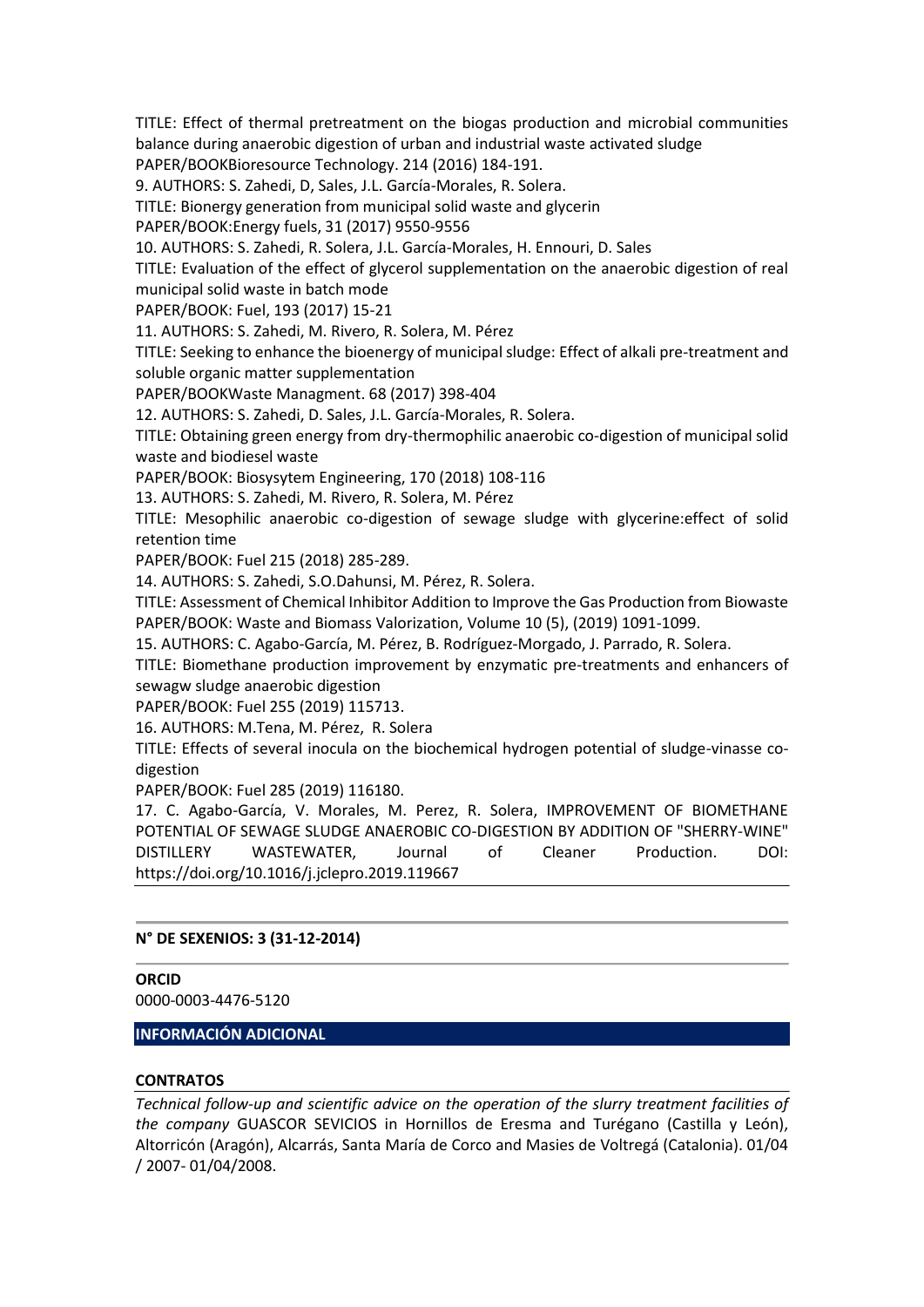TITLE: Effect of thermal pretreatment on the biogas production and microbial communities balance during anaerobic digestion of urban and industrial waste activated sludge

PAPER/BOOKBioresource Technology. 214 (2016) 184-191.

9. AUTHORS: S. Zahedi, D, Sales, J.L. García-Morales, R. Solera.

TITLE: Bionergy generation from municipal solid waste and glycerin

PAPER/BOOK:Energy fuels, 31 (2017) 9550-9556

10. AUTHORS: S. Zahedi, R. Solera, J.L. García-Morales, H. Ennouri, D. Sales

TITLE: Evaluation of the effect of glycerol supplementation on the anaerobic digestion of real municipal solid waste in batch mode

PAPER/BOOK: Fuel, 193 (2017) 15-21

11. AUTHORS: S. Zahedi, M. Rivero, R. Solera, M. Pérez

TITLE: Seeking to enhance the bioenergy of municipal sludge: Effect of alkali pre-treatment and soluble organic matter supplementation

PAPER/BOOKWaste Managment. 68 (2017) 398-404

12. AUTHORS: S. Zahedi, D. Sales, J.L. García-Morales, R. Solera.

TITLE: Obtaining green energy from dry-thermophilic anaerobic co-digestion of municipal solid waste and biodiesel waste

PAPER/BOOK: Biosysytem Engineering, 170 (2018) 108-116

13. AUTHORS: S. Zahedi, M. Rivero, R. Solera, M. Pérez

TITLE: Mesophilic anaerobic co-digestion of sewage sludge with glycerine:effect of solid retention time

PAPER/BOOK: Fuel 215 (2018) 285-289.

14. AUTHORS: S. Zahedi, S.O.Dahunsi, M. Pérez, R. Solera.

TITLE: Assessment of Chemical Inhibitor Addition to Improve the Gas Production from Biowaste

PAPER/BOOK: Waste and Biomass Valorization, Volume 10 (5), (2019) 1091-1099.

15. AUTHORS: C. Agabo-García, M. Pérez, B. Rodríguez-Morgado, J. Parrado, R. Solera.

TITLE: Biomethane production improvement by enzymatic pre-treatments and enhancers of sewagw sludge anaerobic digestion

PAPER/BOOK: Fuel 255 (2019) 115713.

16. AUTHORS: M.Tena, M. Pérez, R. Solera

TITLE: Effects of several inocula on the biochemical hydrogen potential of sludge-vinasse co-digestion

PAPER/BOOK: Fuel 285 (2019) 116180.

17. C. Agabo-García, V. Morales, M. Perez, R. Solera, IMPROVEMENT OF BIOMETHANE POTENTIAL OF SEWAGE SLUDGE ANAEROBIC CO-DIGESTION BY ADDITION OF "SHERRY-WINE" DISTILLERY WASTEWATER, Journal of Cleaner Production. DOI: https://doi.org/10.1016/j.jclepro.2019.119667

---

**N° DE SEXENIOS: 3 (31-12-2014)**

---

**ORCID**

0000-0003-4476-5120

## INFORMACIÓN ADICIONAL

**CONTRATOS**

*Technical follow-up and scientific advice on the operation of the slurry treatment facilities of the company* GUASCOR SEVICIOS in Hornillos de Eresma and Turégano (Castilla y León), Altorricón (Aragón), Alcarrás, Santa María de Corco and Masies de Voltregá (Catalonia). 01/04 / 2007- 01/04/2008.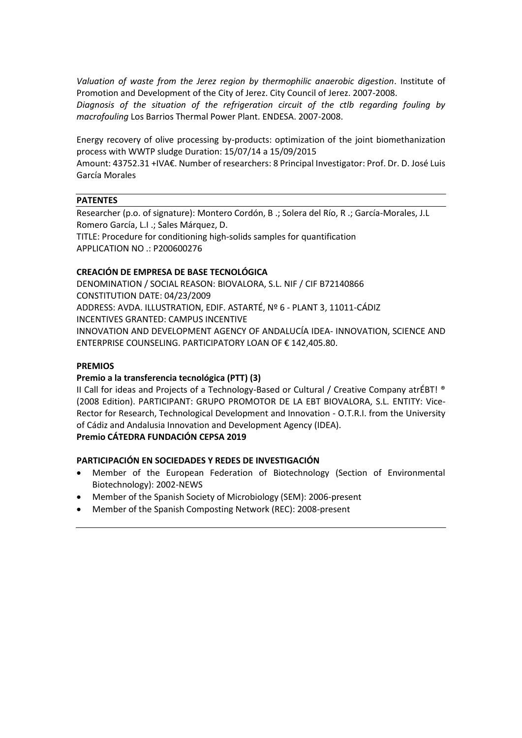*Valuation of waste from the Jerez region by thermophilic anaerobic digestion*. Institute of Promotion and Development of the City of Jerez. City Council of Jerez. 2007-2008.
*Diagnosis of the situation of the refrigeration circuit of the ctlb regarding fouling by macrofouling* Los Barrios Thermal Power Plant. ENDESA. 2007-2008.

Energy recovery of olive processing by-products: optimization of the joint biomethanization process with WWTP sludge Duration: 15/07/14 a 15/09/2015
Amount: 43752.31 +IVA€. Number of researchers: 8 Principal Investigator: Prof. Dr. D. José Luis García Morales

**PATENTES**

Researcher (p.o. of signature): Montero Cordón, B .; Solera del Río, R .; García-Morales, J.L Romero García, L.I .; Sales Márquez, D.
TITLE: Procedure for conditioning high-solids samples for quantification
APPLICATION NO .: P200600276

**CREACIÓN DE EMPRESA DE BASE TECNOLÓGICA**

DENOMINATION / SOCIAL REASON: BIOVALORA, S.L. NIF / CIF B72140866
CONSTITUTION DATE: 04/23/2009
ADDRESS: AVDA. ILLUSTRATION, EDIF. ASTARTÉ, Nº 6 - PLANT 3, 11011-CÁDIZ
INCENTIVES GRANTED: CAMPUS INCENTIVE
INNOVATION AND DEVELOPMENT AGENCY OF ANDALUCÍA IDEA- INNOVATION, SCIENCE AND ENTERPRISE COUNSELING. PARTICIPATORY LOAN OF € 142,405.80.

**PREMIOS**

**Premio a la transferencia tecnológica (PTT) (3)**

II Call for ideas and Projects of a Technology-Based or Cultural / Creative Company atrÉBT! ® (2008 Edition). PARTICIPANT: GRUPO PROMOTOR DE LA EBT BIOVALORA, S.L. ENTITY: Vice-Rector for Research, Technological Development and Innovation - O.T.R.I. from the University of Cádiz and Andalusia Innovation and Development Agency (IDEA).

**Premio CÁTEDRA FUNDACIÓN CEPSA 2019**

**PARTICIPACIÓN EN SOCIEDADES Y REDES DE INVESTIGACIÓN**

- Member of the European Federation of Biotechnology (Section of Environmental Biotechnology): 2002-NEWS
- Member of the Spanish Society of Microbiology (SEM): 2006-present
- Member of the Spanish Composting Network (REC): 2008-present